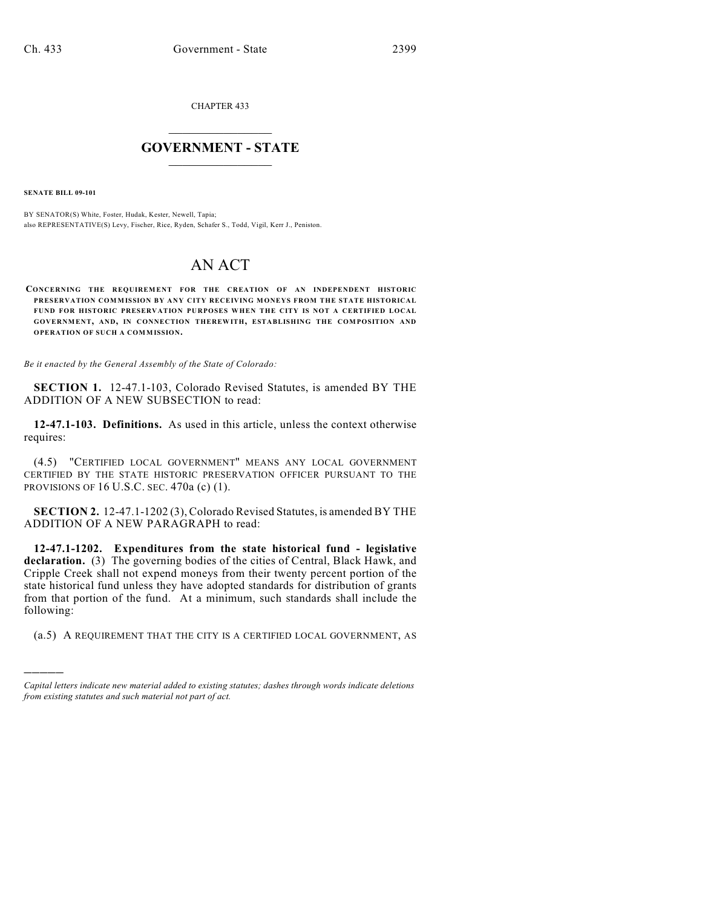CHAPTER 433

# GOVERNMENT - STATE

**SENATE BILL 09-101**

BY SENATOR(S) White, Foster, Hudak, Kester, Newell, Tapia;
also REPRESENTATIVE(S) Levy, Fischer, Rice, Ryden, Schafer S., Todd, Vigil, Kerr J., Peniston.

# AN ACT

**CONCERNING THE REQUIREMENT FOR THE CREATION OF AN INDEPENDENT HISTORIC PRESERVATION COMMISSION BY ANY CITY RECEIVING MONEYS FROM THE STATE HISTORICAL FUND FOR HISTORIC PRESERVATION PURPOSES WHEN THE CITY IS NOT A CERTIFIED LOCAL GOVERNMENT, AND, IN CONNECTION THEREWITH, ESTABLISHING THE COMPOSITION AND OPERATION OF SUCH A COMMISSION.**

*Be it enacted by the General Assembly of the State of Colorado:*

**SECTION 1.** 12-47.1-103, Colorado Revised Statutes, is amended BY THE ADDITION OF A NEW SUBSECTION to read:

**12-47.1-103. Definitions.** As used in this article, unless the context otherwise requires:

(4.5) "CERTIFIED LOCAL GOVERNMENT" MEANS ANY LOCAL GOVERNMENT CERTIFIED BY THE STATE HISTORIC PRESERVATION OFFICER PURSUANT TO THE PROVISIONS OF 16 U.S.C. SEC. 470a (c) (1).

**SECTION 2.** 12-47.1-1202 (3), Colorado Revised Statutes, is amended BY THE ADDITION OF A NEW PARAGRAPH to read:

**12-47.1-1202. Expenditures from the state historical fund - legislative declaration.** (3) The governing bodies of the cities of Central, Black Hawk, and Cripple Creek shall not expend moneys from their twenty percent portion of the state historical fund unless they have adopted standards for distribution of grants from that portion of the fund. At a minimum, such standards shall include the following:

(a.5) A REQUIREMENT THAT THE CITY IS A CERTIFIED LOCAL GOVERNMENT, AS

———

*Capital letters indicate new material added to existing statutes; dashes through words indicate deletions from existing statutes and such material not part of act.*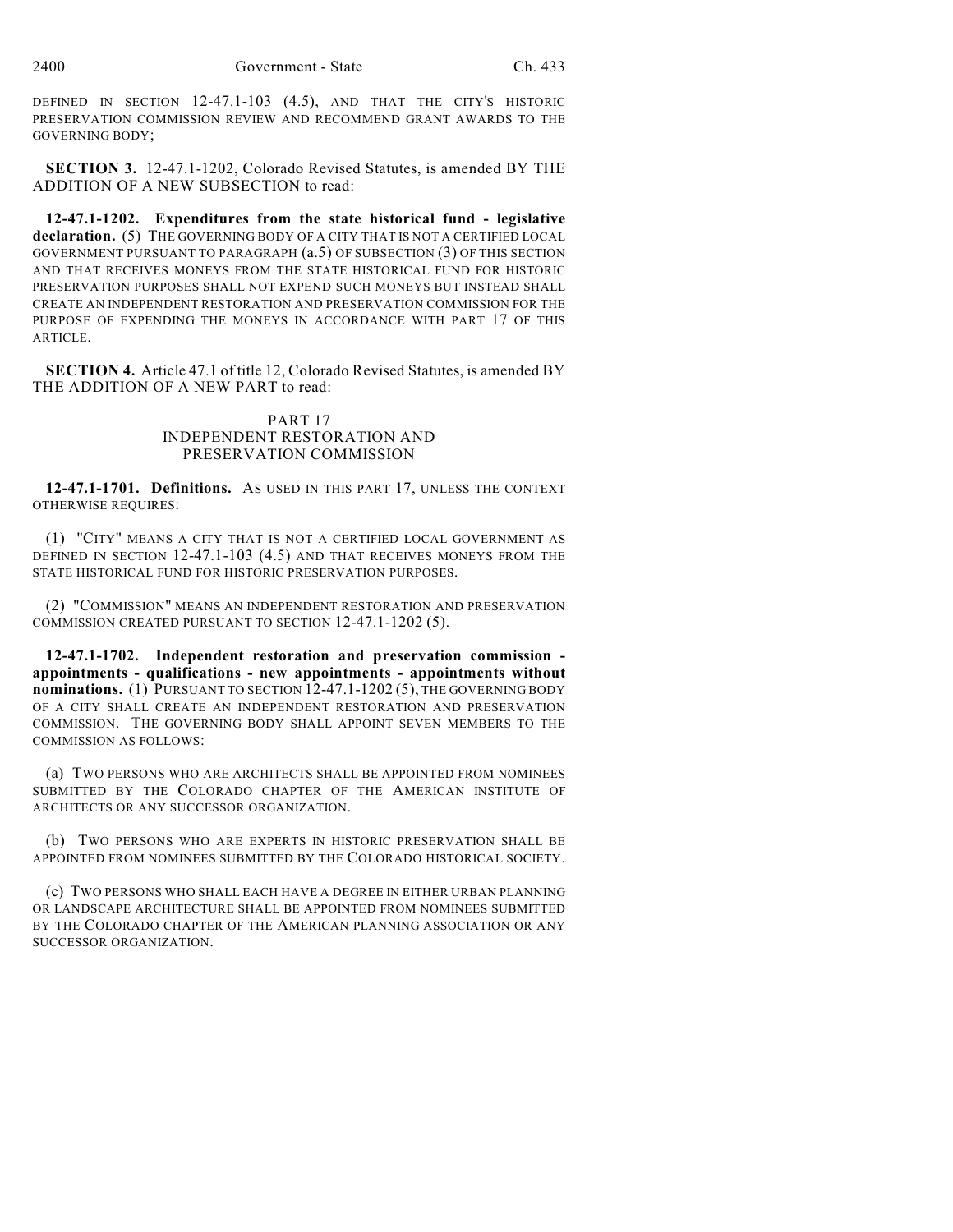DEFINED IN SECTION 12-47.1-103 (4.5), AND THAT THE CITY'S HISTORIC PRESERVATION COMMISSION REVIEW AND RECOMMEND GRANT AWARDS TO THE GOVERNING BODY;

**SECTION 3.** 12-47.1-1202, Colorado Revised Statutes, is amended BY THE ADDITION OF A NEW SUBSECTION to read:

**12-47.1-1202. Expenditures from the state historical fund - legislative declaration.** (5) THE GOVERNING BODY OF A CITY THAT IS NOT A CERTIFIED LOCAL GOVERNMENT PURSUANT TO PARAGRAPH (a.5) OF SUBSECTION (3) OF THIS SECTION AND THAT RECEIVES MONEYS FROM THE STATE HISTORICAL FUND FOR HISTORIC PRESERVATION PURPOSES SHALL NOT EXPEND SUCH MONEYS BUT INSTEAD SHALL CREATE AN INDEPENDENT RESTORATION AND PRESERVATION COMMISSION FOR THE PURPOSE OF EXPENDING THE MONEYS IN ACCORDANCE WITH PART 17 OF THIS ARTICLE.

**SECTION 4.** Article 47.1 of title 12, Colorado Revised Statutes, is amended BY THE ADDITION OF A NEW PART to read:

PART 17
INDEPENDENT RESTORATION AND PRESERVATION COMMISSION

**12-47.1-1701. Definitions.** AS USED IN THIS PART 17, UNLESS THE CONTEXT OTHERWISE REQUIRES:

(1) "CITY" MEANS A CITY THAT IS NOT A CERTIFIED LOCAL GOVERNMENT AS DEFINED IN SECTION 12-47.1-103 (4.5) AND THAT RECEIVES MONEYS FROM THE STATE HISTORICAL FUND FOR HISTORIC PRESERVATION PURPOSES.

(2) "COMMISSION" MEANS AN INDEPENDENT RESTORATION AND PRESERVATION COMMISSION CREATED PURSUANT TO SECTION 12-47.1-1202 (5).

**12-47.1-1702. Independent restoration and preservation commission - appointments - qualifications - new appointments - appointments without nominations.** (1) PURSUANT TO SECTION 12-47.1-1202 (5), THE GOVERNING BODY OF A CITY SHALL CREATE AN INDEPENDENT RESTORATION AND PRESERVATION COMMISSION. THE GOVERNING BODY SHALL APPOINT SEVEN MEMBERS TO THE COMMISSION AS FOLLOWS:

(a) TWO PERSONS WHO ARE ARCHITECTS SHALL BE APPOINTED FROM NOMINEES SUBMITTED BY THE COLORADO CHAPTER OF THE AMERICAN INSTITUTE OF ARCHITECTS OR ANY SUCCESSOR ORGANIZATION.

(b) TWO PERSONS WHO ARE EXPERTS IN HISTORIC PRESERVATION SHALL BE APPOINTED FROM NOMINEES SUBMITTED BY THE COLORADO HISTORICAL SOCIETY.

(c) TWO PERSONS WHO SHALL EACH HAVE A DEGREE IN EITHER URBAN PLANNING OR LANDSCAPE ARCHITECTURE SHALL BE APPOINTED FROM NOMINEES SUBMITTED BY THE COLORADO CHAPTER OF THE AMERICAN PLANNING ASSOCIATION OR ANY SUCCESSOR ORGANIZATION.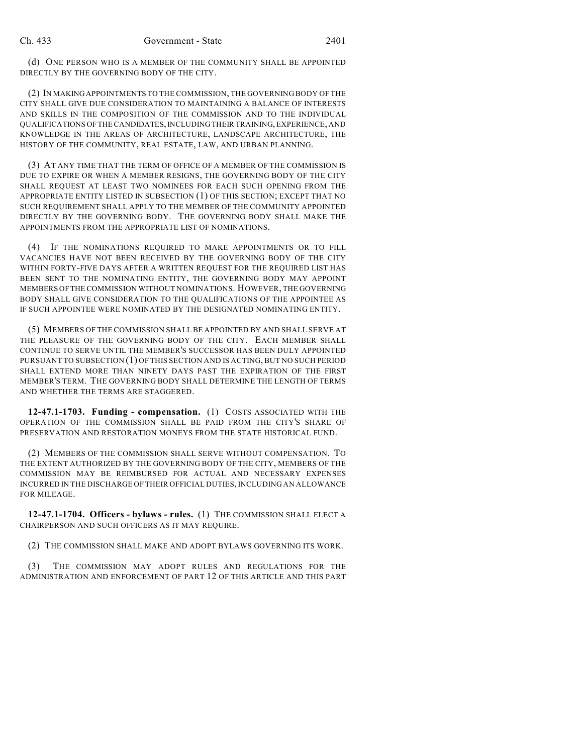(d) ONE PERSON WHO IS A MEMBER OF THE COMMUNITY SHALL BE APPOINTED DIRECTLY BY THE GOVERNING BODY OF THE CITY.

(2) IN MAKING APPOINTMENTS TO THE COMMISSION, THE GOVERNING BODY OF THE CITY SHALL GIVE DUE CONSIDERATION TO MAINTAINING A BALANCE OF INTERESTS AND SKILLS IN THE COMPOSITION OF THE COMMISSION AND TO THE INDIVIDUAL QUALIFICATIONS OF THE CANDIDATES, INCLUDING THEIR TRAINING, EXPERIENCE, AND KNOWLEDGE IN THE AREAS OF ARCHITECTURE, LANDSCAPE ARCHITECTURE, THE HISTORY OF THE COMMUNITY, REAL ESTATE, LAW, AND URBAN PLANNING.

(3) AT ANY TIME THAT THE TERM OF OFFICE OF A MEMBER OF THE COMMISSION IS DUE TO EXPIRE OR WHEN A MEMBER RESIGNS, THE GOVERNING BODY OF THE CITY SHALL REQUEST AT LEAST TWO NOMINEES FOR EACH SUCH OPENING FROM THE APPROPRIATE ENTITY LISTED IN SUBSECTION (1) OF THIS SECTION; EXCEPT THAT NO SUCH REQUIREMENT SHALL APPLY TO THE MEMBER OF THE COMMUNITY APPOINTED DIRECTLY BY THE GOVERNING BODY. THE GOVERNING BODY SHALL MAKE THE APPOINTMENTS FROM THE APPROPRIATE LIST OF NOMINATIONS.

(4) IF THE NOMINATIONS REQUIRED TO MAKE APPOINTMENTS OR TO FILL VACANCIES HAVE NOT BEEN RECEIVED BY THE GOVERNING BODY OF THE CITY WITHIN FORTY-FIVE DAYS AFTER A WRITTEN REQUEST FOR THE REQUIRED LIST HAS BEEN SENT TO THE NOMINATING ENTITY, THE GOVERNING BODY MAY APPOINT MEMBERS OF THE COMMISSION WITHOUT NOMINATIONS. HOWEVER, THE GOVERNING BODY SHALL GIVE CONSIDERATION TO THE QUALIFICATIONS OF THE APPOINTEE AS IF SUCH APPOINTEE WERE NOMINATED BY THE DESIGNATED NOMINATING ENTITY.

(5) MEMBERS OF THE COMMISSION SHALL BE APPOINTED BY AND SHALL SERVE AT THE PLEASURE OF THE GOVERNING BODY OF THE CITY. EACH MEMBER SHALL CONTINUE TO SERVE UNTIL THE MEMBER'S SUCCESSOR HAS BEEN DULY APPOINTED PURSUANT TO SUBSECTION (1) OF THIS SECTION AND IS ACTING, BUT NO SUCH PERIOD SHALL EXTEND MORE THAN NINETY DAYS PAST THE EXPIRATION OF THE FIRST MEMBER'S TERM. THE GOVERNING BODY SHALL DETERMINE THE LENGTH OF TERMS AND WHETHER THE TERMS ARE STAGGERED.

**12-47.1-1703. Funding - compensation.** (1) COSTS ASSOCIATED WITH THE OPERATION OF THE COMMISSION SHALL BE PAID FROM THE CITY'S SHARE OF PRESERVATION AND RESTORATION MONEYS FROM THE STATE HISTORICAL FUND.

(2) MEMBERS OF THE COMMISSION SHALL SERVE WITHOUT COMPENSATION. TO THE EXTENT AUTHORIZED BY THE GOVERNING BODY OF THE CITY, MEMBERS OF THE COMMISSION MAY BE REIMBURSED FOR ACTUAL AND NECESSARY EXPENSES INCURRED IN THE DISCHARGE OF THEIR OFFICIAL DUTIES, INCLUDING AN ALLOWANCE FOR MILEAGE.

**12-47.1-1704. Officers - bylaws - rules.** (1) THE COMMISSION SHALL ELECT A CHAIRPERSON AND SUCH OFFICERS AS IT MAY REQUIRE.

(2) THE COMMISSION SHALL MAKE AND ADOPT BYLAWS GOVERNING ITS WORK.

(3) THE COMMISSION MAY ADOPT RULES AND REGULATIONS FOR THE ADMINISTRATION AND ENFORCEMENT OF PART 12 OF THIS ARTICLE AND THIS PART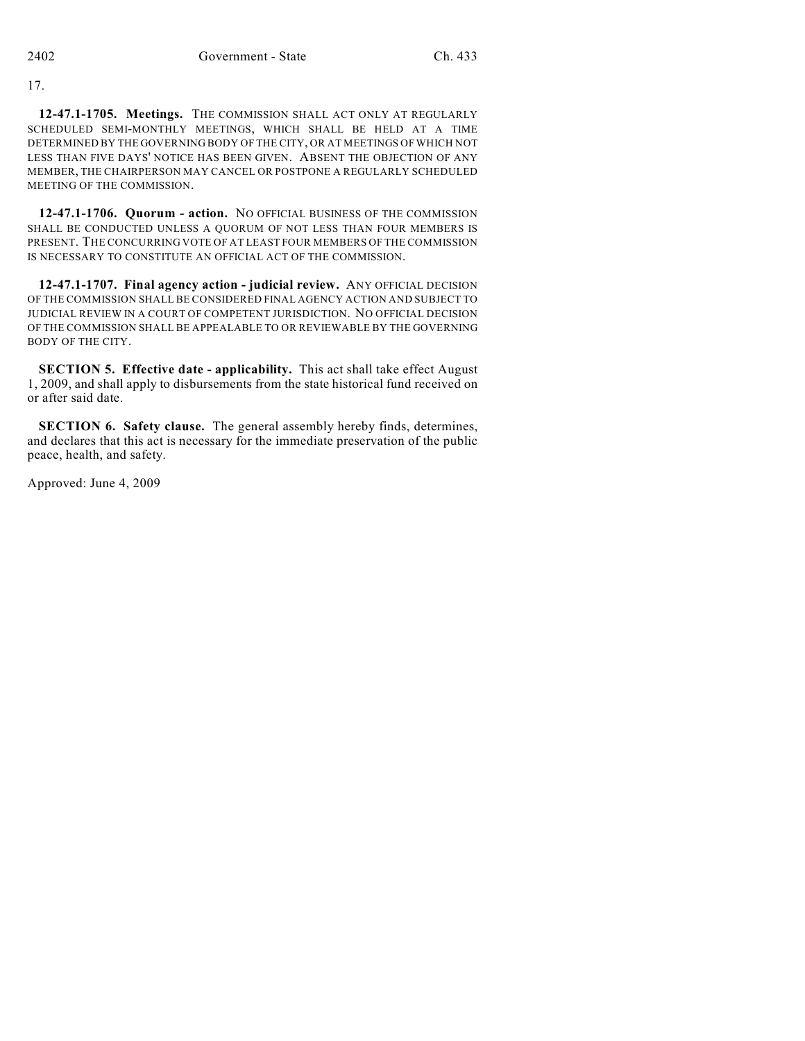17.

**12-47.1-1705. Meetings.** THE COMMISSION SHALL ACT ONLY AT REGULARLY SCHEDULED SEMI-MONTHLY MEETINGS, WHICH SHALL BE HELD AT A TIME DETERMINED BY THE GOVERNING BODY OF THE CITY, OR AT MEETINGS OF WHICH NOT LESS THAN FIVE DAYS' NOTICE HAS BEEN GIVEN. ABSENT THE OBJECTION OF ANY MEMBER, THE CHAIRPERSON MAY CANCEL OR POSTPONE A REGULARLY SCHEDULED MEETING OF THE COMMISSION.

**12-47.1-1706. Quorum - action.** NO OFFICIAL BUSINESS OF THE COMMISSION SHALL BE CONDUCTED UNLESS A QUORUM OF NOT LESS THAN FOUR MEMBERS IS PRESENT. THE CONCURRING VOTE OF AT LEAST FOUR MEMBERS OF THE COMMISSION IS NECESSARY TO CONSTITUTE AN OFFICIAL ACT OF THE COMMISSION.

**12-47.1-1707. Final agency action - judicial review.** ANY OFFICIAL DECISION OF THE COMMISSION SHALL BE CONSIDERED FINAL AGENCY ACTION AND SUBJECT TO JUDICIAL REVIEW IN A COURT OF COMPETENT JURISDICTION. NO OFFICIAL DECISION OF THE COMMISSION SHALL BE APPEALABLE TO OR REVIEWABLE BY THE GOVERNING BODY OF THE CITY.

**SECTION 5. Effective date - applicability.** This act shall take effect August 1, 2009, and shall apply to disbursements from the state historical fund received on or after said date.

**SECTION 6. Safety clause.** The general assembly hereby finds, determines, and declares that this act is necessary for the immediate preservation of the public peace, health, and safety.

Approved: June 4, 2009